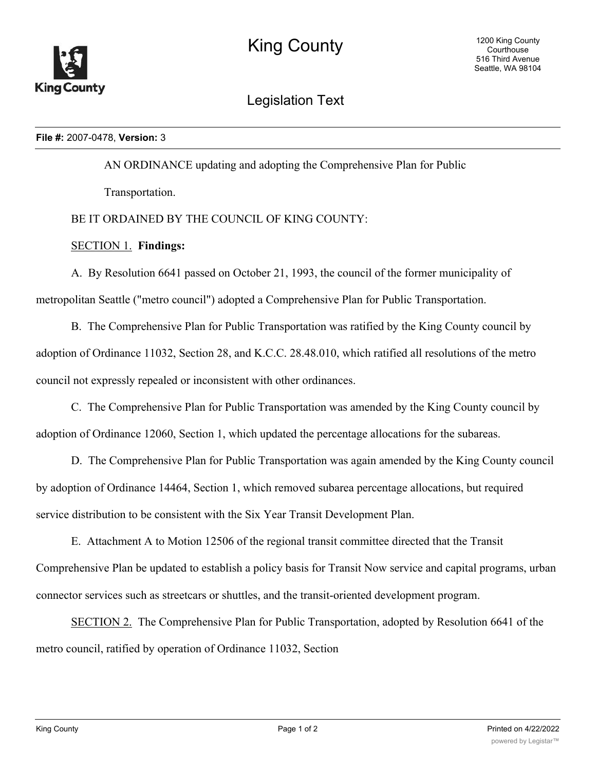King County

Legislation Text

**File #:** 2007-0478, **Version:** 3

AN ORDINANCE updating and adopting the Comprehensive Plan for Public Transportation.

BE IT ORDAINED BY THE COUNCIL OF KING COUNTY:

SECTION 1. **Findings:**

A. By Resolution 6641 passed on October 21, 1993, the council of the former municipality of metropolitan Seattle ("metro council") adopted a Comprehensive Plan for Public Transportation.

B. The Comprehensive Plan for Public Transportation was ratified by the King County council by adoption of Ordinance 11032, Section 28, and K.C.C. 28.48.010, which ratified all resolutions of the metro council not expressly repealed or inconsistent with other ordinances.

C. The Comprehensive Plan for Public Transportation was amended by the King County council by adoption of Ordinance 12060, Section 1, which updated the percentage allocations for the subareas.

D. The Comprehensive Plan for Public Transportation was again amended by the King County council by adoption of Ordinance 14464, Section 1, which removed subarea percentage allocations, but required service distribution to be consistent with the Six Year Transit Development Plan.

E. Attachment A to Motion 12506 of the regional transit committee directed that the Transit Comprehensive Plan be updated to establish a policy basis for Transit Now service and capital programs, urban connector services such as streetcars or shuttles, and the transit-oriented development program.

SECTION 2. The Comprehensive Plan for Public Transportation, adopted by Resolution 6641 of the metro council, ratified by operation of Ordinance 11032, Section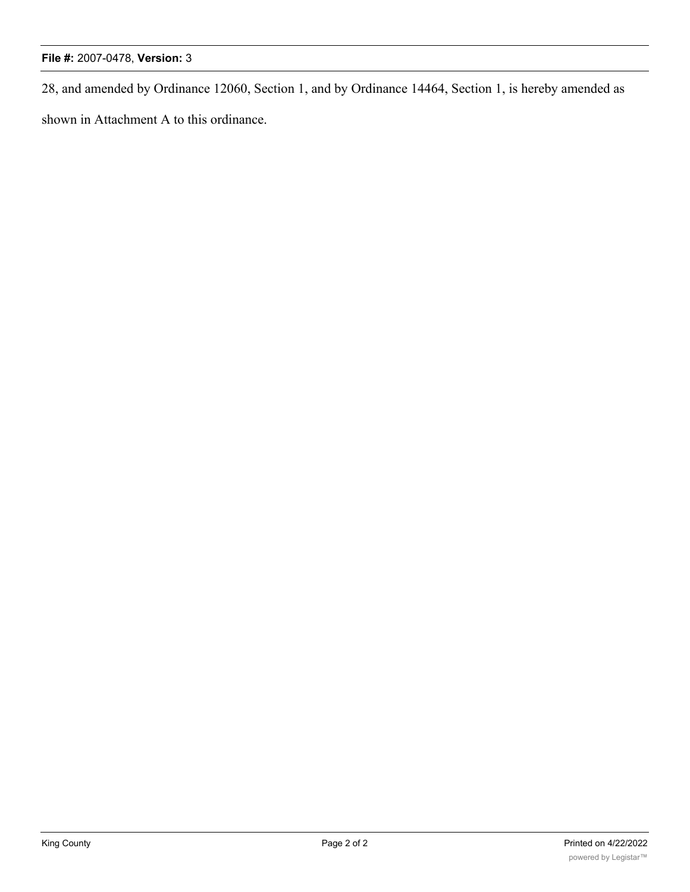28, and amended by Ordinance 12060, Section 1, and by Ordinance 14464, Section 1, is hereby amended as shown in Attachment A to this ordinance.